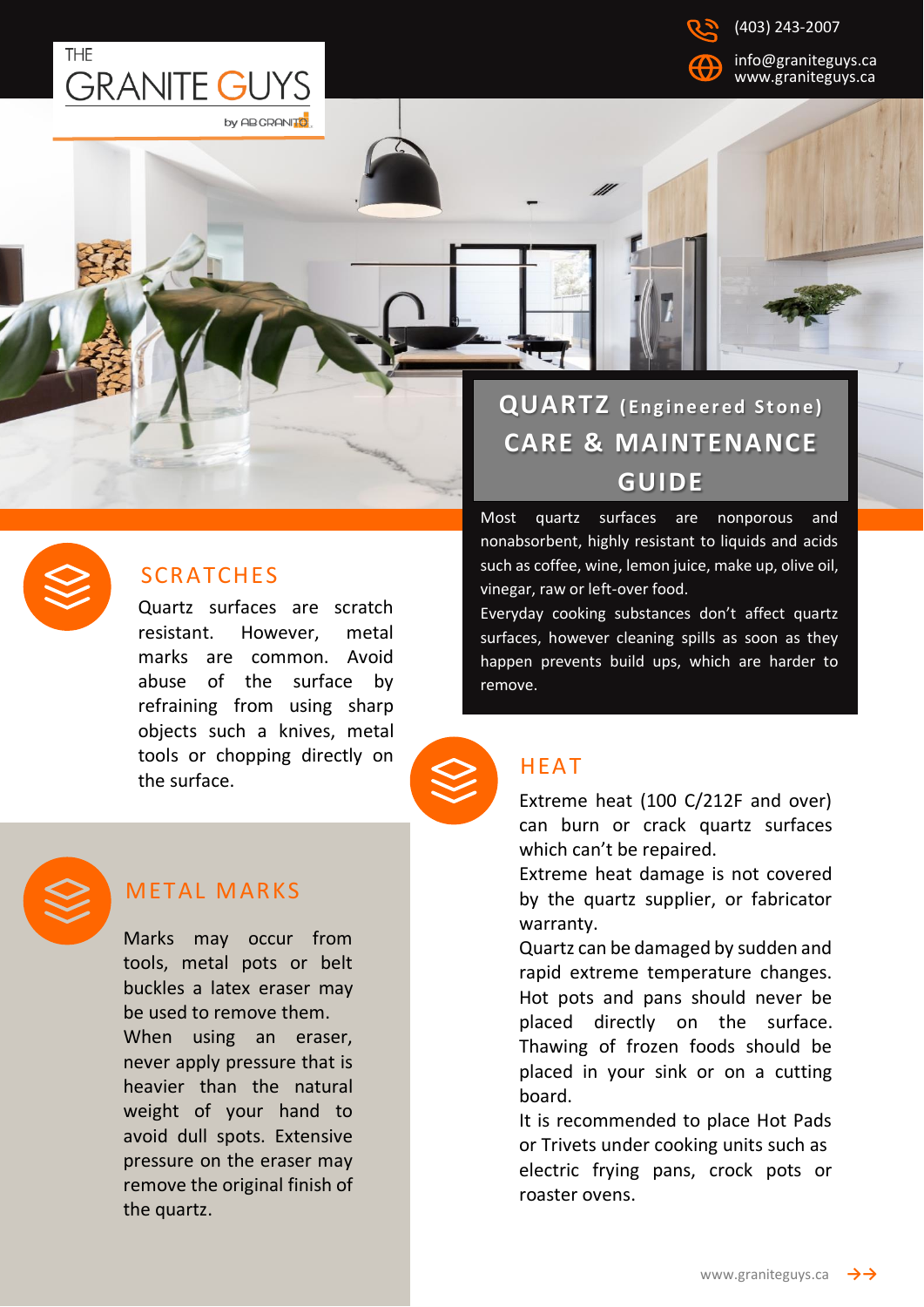THE GRANITE GUYS by AB GRANITE

(403) 243-2007

info@graniteguys.ca
www.graniteguys.ca

# QUARTZ (Engineered Stone) CARE & MAINTENANCE GUIDE

Most quartz surfaces are nonporous and nonabsorbent, highly resistant to liquids and acids such as coffee, wine, lemon juice, make up, olive oil, vinegar, raw or left-over food.
Everyday cooking substances don't affect quartz surfaces, however cleaning spills as soon as they happen prevents build ups, which are harder to remove.

## SCRATCHES

Quartz surfaces are scratch resistant. However, metal marks are common. Avoid abuse of the surface by refraining from using sharp objects such a knives, metal tools or chopping directly on the surface.

## METAL MARKS

Marks may occur from tools, metal pots or belt buckles a latex eraser may be used to remove them.
When using an eraser, never apply pressure that is heavier than the natural weight of your hand to avoid dull spots. Extensive pressure on the eraser may remove the original finish of the quartz.

## HEAT

Extreme heat (100 C/212F and over) can burn or crack quartz surfaces which can't be repaired.
Extreme heat damage is not covered by the quartz supplier, or fabricator warranty.
Quartz can be damaged by sudden and rapid extreme temperature changes. Hot pots and pans should never be placed directly on the surface. Thawing of frozen foods should be placed in your sink or on a cutting board.
It is recommended to place Hot Pads or Trivets under cooking units such as electric frying pans, crock pots or roaster ovens.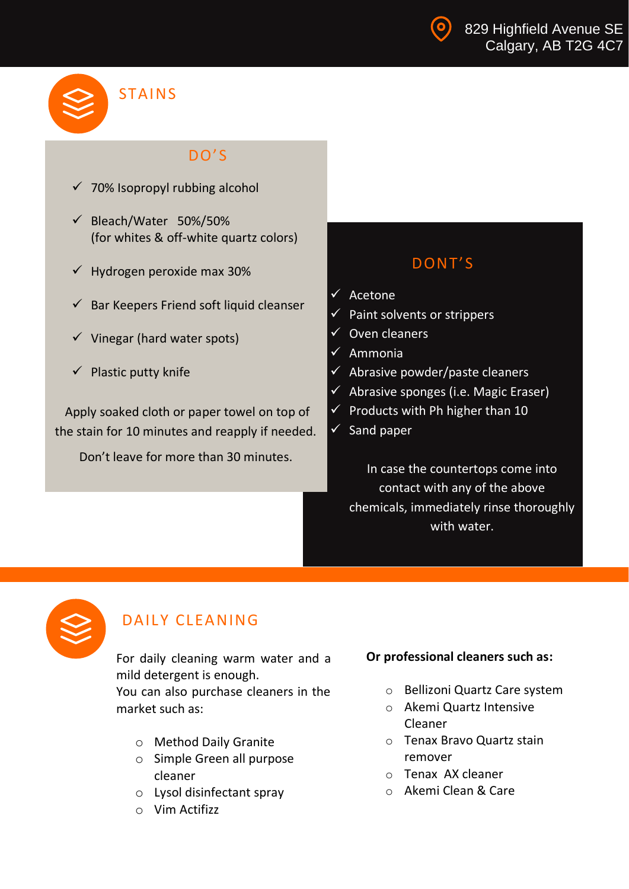829 Highfield Avenue SE
Calgary, AB T2G 4C7

## STAINS

### DO'S

- ✓ 70% Isopropyl rubbing alcohol
- ✓ Bleach/Water 50%/50% (for whites & off-white quartz colors)
- ✓ Hydrogen peroxide max 30%
- ✓ Bar Keepers Friend soft liquid cleanser
- ✓ Vinegar (hard water spots)
- ✓ Plastic putty knife

Apply soaked cloth or paper towel on top of the stain for 10 minutes and reapply if needed.

Don't leave for more than 30 minutes.

### DONT'S

- ✓ Acetone
- ✓ Paint solvents or strippers
- ✓ Oven cleaners
- ✓ Ammonia
- ✓ Abrasive powder/paste cleaners
- ✓ Abrasive sponges (i.e. Magic Eraser)
- ✓ Products with Ph higher than 10
- ✓ Sand paper

In case the countertops come into contact with any of the above chemicals, immediately rinse thoroughly with water.

## DAILY CLEANING

For daily cleaning warm water and a mild detergent is enough.
You can also purchase cleaners in the market such as:

- Method Daily Granite
- Simple Green all purpose cleaner
- Lysol disinfectant spray
- Vim Actifizz

**Or professional cleaners such as:**

- Bellizoni Quartz Care system
- Akemi Quartz Intensive Cleaner
- Tenax Bravo Quartz stain remover
- Tenax AX cleaner
- Akemi Clean & Care